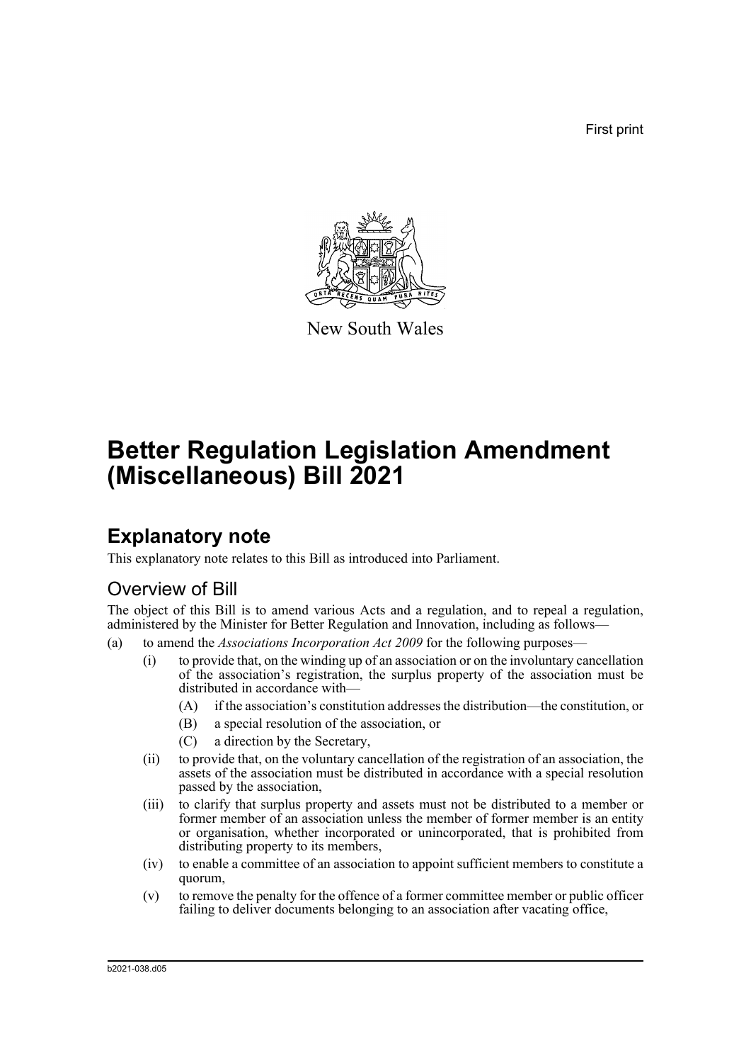First print

New South Wales

# Better Regulation Legislation Amendment (Miscellaneous) Bill 2021

## Explanatory note

This explanatory note relates to this Bill as introduced into Parliament.

### Overview of Bill

The object of this Bill is to amend various Acts and a regulation, and to repeal a regulation, administered by the Minister for Better Regulation and Innovation, including as follows—

(a) to amend the *Associations Incorporation Act 2009* for the following purposes—

  (i) to provide that, on the winding up of an association or on the involuntary cancellation of the association's registration, the surplus property of the association must be distributed in accordance with—

    (A) if the association's constitution addresses the distribution—the constitution, or

    (B) a special resolution of the association, or

    (C) a direction by the Secretary,

  (ii) to provide that, on the voluntary cancellation of the registration of an association, the assets of the association must be distributed in accordance with a special resolution passed by the association,

  (iii) to clarify that surplus property and assets must not be distributed to a member or former member of an association unless the member of former member is an entity or organisation, whether incorporated or unincorporated, that is prohibited from distributing property to its members,

  (iv) to enable a committee of an association to appoint sufficient members to constitute a quorum,

  (v) to remove the penalty for the offence of a former committee member or public officer failing to deliver documents belonging to an association after vacating office,

b2021-038.d05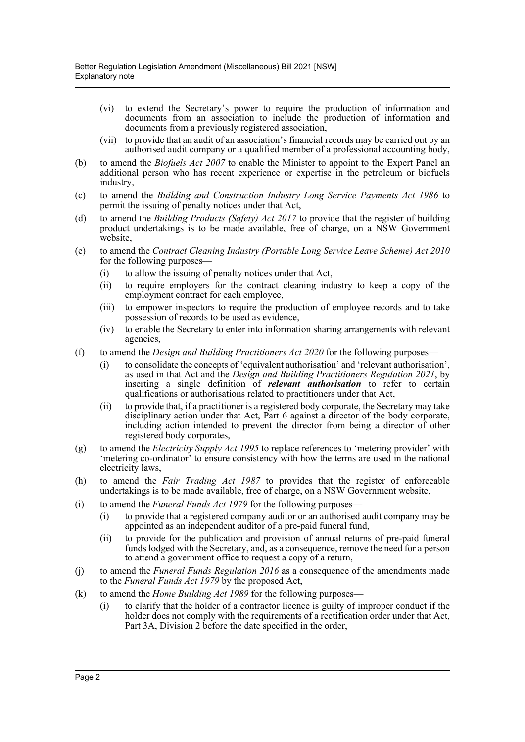- (vi) to extend the Secretary's power to require the production of information and documents from an association to include the production of information and documents from a previously registered association,
- (vii) to provide that an audit of an association's financial records may be carried out by an authorised audit company or a qualified member of a professional accounting body,

(b) to amend the *Biofuels Act 2007* to enable the Minister to appoint to the Expert Panel an additional person who has recent experience or expertise in the petroleum or biofuels industry,

(c) to amend the *Building and Construction Industry Long Service Payments Act 1986* to permit the issuing of penalty notices under that Act,

(d) to amend the *Building Products (Safety) Act 2017* to provide that the register of building product undertakings is to be made available, free of charge, on a NSW Government website,

(e) to amend the *Contract Cleaning Industry (Portable Long Service Leave Scheme) Act 2010* for the following purposes—

- (i) to allow the issuing of penalty notices under that Act,
- (ii) to require employers for the contract cleaning industry to keep a copy of the employment contract for each employee,
- (iii) to empower inspectors to require the production of employee records and to take possession of records to be used as evidence,
- (iv) to enable the Secretary to enter into information sharing arrangements with relevant agencies,

(f) to amend the *Design and Building Practitioners Act 2020* for the following purposes—

- (i) to consolidate the concepts of 'equivalent authorisation' and 'relevant authorisation', as used in that Act and the *Design and Building Practitioners Regulation 2021*, by inserting a single definition of ***relevant authorisation*** to refer to certain qualifications or authorisations related to practitioners under that Act,
- (ii) to provide that, if a practitioner is a registered body corporate, the Secretary may take disciplinary action under that Act, Part 6 against a director of the body corporate, including action intended to prevent the director from being a director of other registered body corporates,

(g) to amend the *Electricity Supply Act 1995* to replace references to 'metering provider' with 'metering co-ordinator' to ensure consistency with how the terms are used in the national electricity laws,

(h) to amend the *Fair Trading Act 1987* to provides that the register of enforceable undertakings is to be made available, free of charge, on a NSW Government website,

(i) to amend the *Funeral Funds Act 1979* for the following purposes—

- (i) to provide that a registered company auditor or an authorised audit company may be appointed as an independent auditor of a pre-paid funeral fund,
- (ii) to provide for the publication and provision of annual returns of pre-paid funeral funds lodged with the Secretary, and, as a consequence, remove the need for a person to attend a government office to request a copy of a return,

(j) to amend the *Funeral Funds Regulation 2016* as a consequence of the amendments made to the *Funeral Funds Act 1979* by the proposed Act,

(k) to amend the *Home Building Act 1989* for the following purposes—

- (i) to clarify that the holder of a contractor licence is guilty of improper conduct if the holder does not comply with the requirements of a rectification order under that Act, Part 3A, Division 2 before the date specified in the order,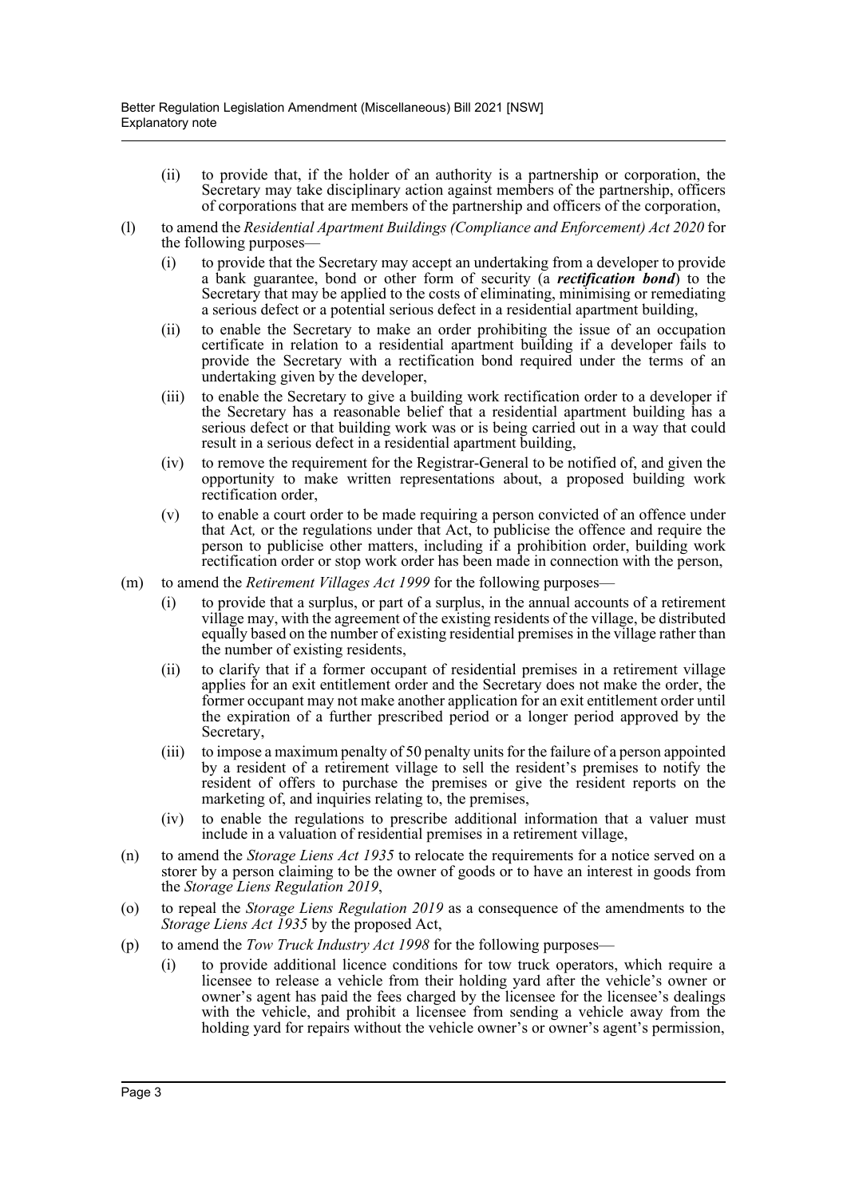- (ii) to provide that, if the holder of an authority is a partnership or corporation, the Secretary may take disciplinary action against members of the partnership, officers of corporations that are members of the partnership and officers of the corporation,
- (l) to amend the *Residential Apartment Buildings (Compliance and Enforcement) Act 2020* for the following purposes—
  - (i) to provide that the Secretary may accept an undertaking from a developer to provide a bank guarantee, bond or other form of security (a ***rectification bond***) to the Secretary that may be applied to the costs of eliminating, minimising or remediating a serious defect or a potential serious defect in a residential apartment building,
  - (ii) to enable the Secretary to make an order prohibiting the issue of an occupation certificate in relation to a residential apartment building if a developer fails to provide the Secretary with a rectification bond required under the terms of an undertaking given by the developer,
  - (iii) to enable the Secretary to give a building work rectification order to a developer if the Secretary has a reasonable belief that a residential apartment building has a serious defect or that building work was or is being carried out in a way that could result in a serious defect in a residential apartment building,
  - (iv) to remove the requirement for the Registrar-General to be notified of, and given the opportunity to make written representations about, a proposed building work rectification order,
  - (v) to enable a court order to be made requiring a person convicted of an offence under that Act, or the regulations under that Act, to publicise the offence and require the person to publicise other matters, including if a prohibition order, building work rectification order or stop work order has been made in connection with the person,
- (m) to amend the *Retirement Villages Act 1999* for the following purposes—
  - (i) to provide that a surplus, or part of a surplus, in the annual accounts of a retirement village may, with the agreement of the existing residents of the village, be distributed equally based on the number of existing residential premises in the village rather than the number of existing residents,
  - (ii) to clarify that if a former occupant of residential premises in a retirement village applies for an exit entitlement order and the Secretary does not make the order, the former occupant may not make another application for an exit entitlement order until the expiration of a further prescribed period or a longer period approved by the Secretary,
  - (iii) to impose a maximum penalty of 50 penalty units for the failure of a person appointed by a resident of a retirement village to sell the resident's premises to notify the resident of offers to purchase the premises or give the resident reports on the marketing of, and inquiries relating to, the premises,
  - (iv) to enable the regulations to prescribe additional information that a valuer must include in a valuation of residential premises in a retirement village,
- (n) to amend the *Storage Liens Act 1935* to relocate the requirements for a notice served on a storer by a person claiming to be the owner of goods or to have an interest in goods from the *Storage Liens Regulation 2019*,
- (o) to repeal the *Storage Liens Regulation 2019* as a consequence of the amendments to the *Storage Liens Act 1935* by the proposed Act,
- (p) to amend the *Tow Truck Industry Act 1998* for the following purposes—
  - (i) to provide additional licence conditions for tow truck operators, which require a licensee to release a vehicle from their holding yard after the vehicle's owner or owner's agent has paid the fees charged by the licensee for the licensee's dealings with the vehicle, and prohibit a licensee from sending a vehicle away from the holding yard for repairs without the vehicle owner's or owner's agent's permission,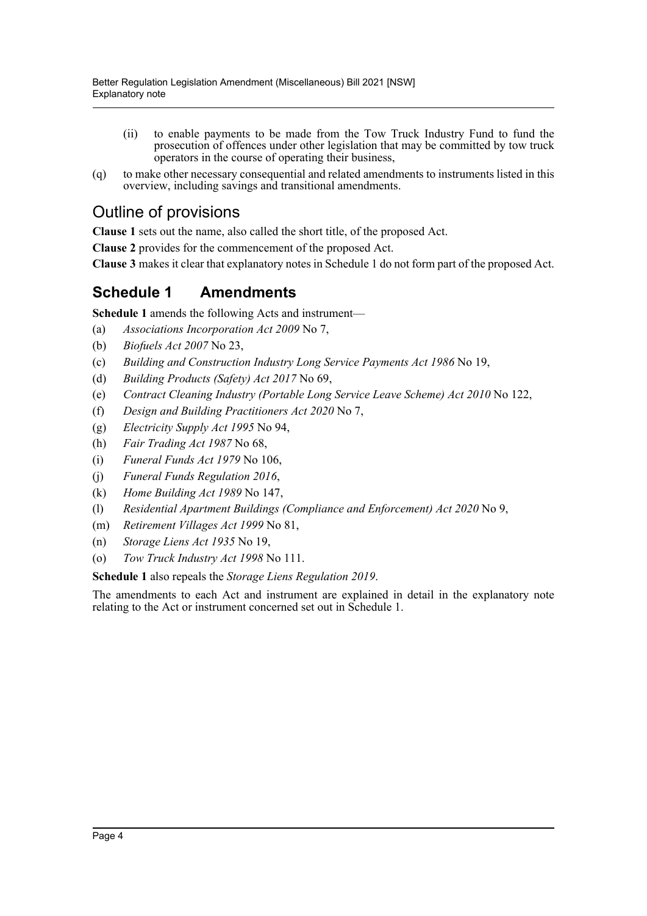(ii) to enable payments to be made from the Tow Truck Industry Fund to fund the prosecution of offences under other legislation that may be committed by tow truck operators in the course of operating their business,

(q) to make other necessary consequential and related amendments to instruments listed in this overview, including savings and transitional amendments.

## Outline of provisions

**Clause 1** sets out the name, also called the short title, of the proposed Act.

**Clause 2** provides for the commencement of the proposed Act.

**Clause 3** makes it clear that explanatory notes in Schedule 1 do not form part of the proposed Act.

## Schedule 1 Amendments

**Schedule 1** amends the following Acts and instrument—

(a) *Associations Incorporation Act 2009* No 7,

(b) *Biofuels Act 2007* No 23,

(c) *Building and Construction Industry Long Service Payments Act 1986* No 19,

(d) *Building Products (Safety) Act 2017* No 69,

(e) *Contract Cleaning Industry (Portable Long Service Leave Scheme) Act 2010* No 122,

(f) *Design and Building Practitioners Act 2020* No 7,

(g) *Electricity Supply Act 1995* No 94,

(h) *Fair Trading Act 1987* No 68,

(i) *Funeral Funds Act 1979* No 106,

(j) *Funeral Funds Regulation 2016*,

(k) *Home Building Act 1989* No 147,

(l) *Residential Apartment Buildings (Compliance and Enforcement) Act 2020* No 9,

(m) *Retirement Villages Act 1999* No 81,

(n) *Storage Liens Act 1935* No 19,

(o) *Tow Truck Industry Act 1998* No 111.

**Schedule 1** also repeals the *Storage Liens Regulation 2019*.

The amendments to each Act and instrument are explained in detail in the explanatory note relating to the Act or instrument concerned set out in Schedule 1.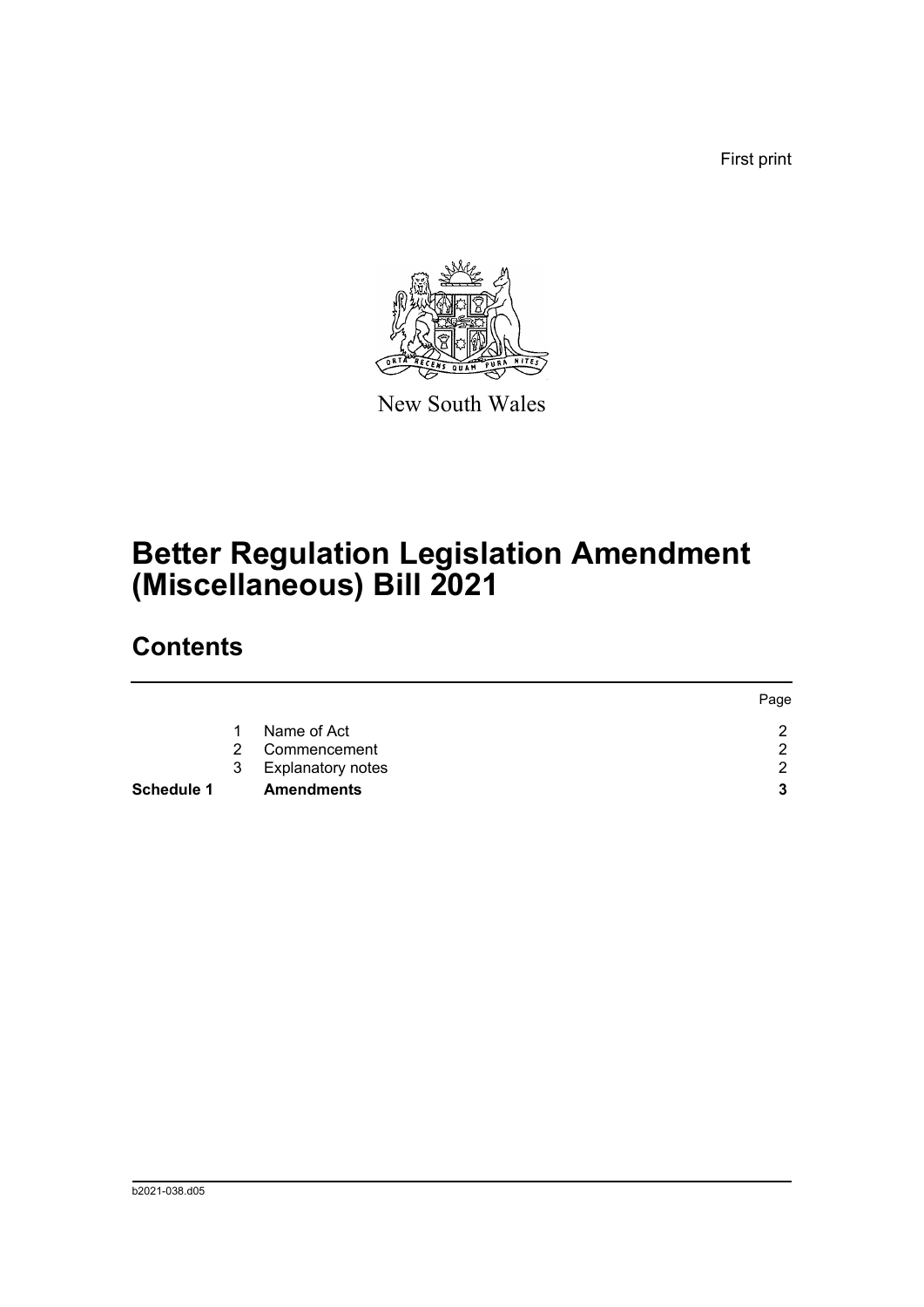First print

New South Wales

# Better Regulation Legislation Amendment (Miscellaneous) Bill 2021

## Contents

| | | | Page |
|---|---|---|---|
| | 1 | Name of Act | 2 |
| | 2 | Commencement | 2 |
| | 3 | Explanatory notes | 2 |
| **Schedule 1** | | **Amendments** | **3** |

b2021-038.d05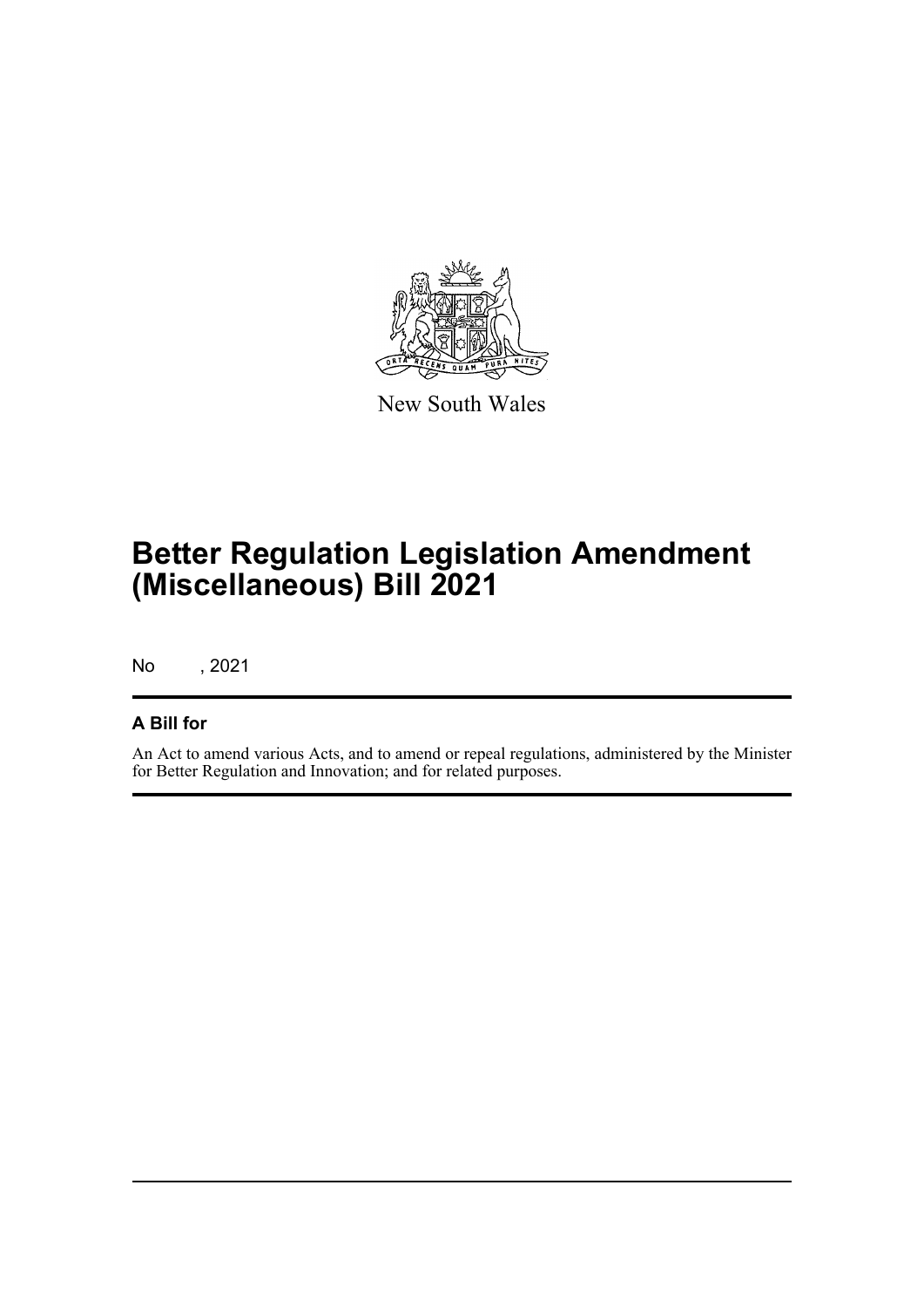New South Wales

# Better Regulation Legislation Amendment (Miscellaneous) Bill 2021

No , 2021

## A Bill for

An Act to amend various Acts, and to amend or repeal regulations, administered by the Minister for Better Regulation and Innovation; and for related purposes.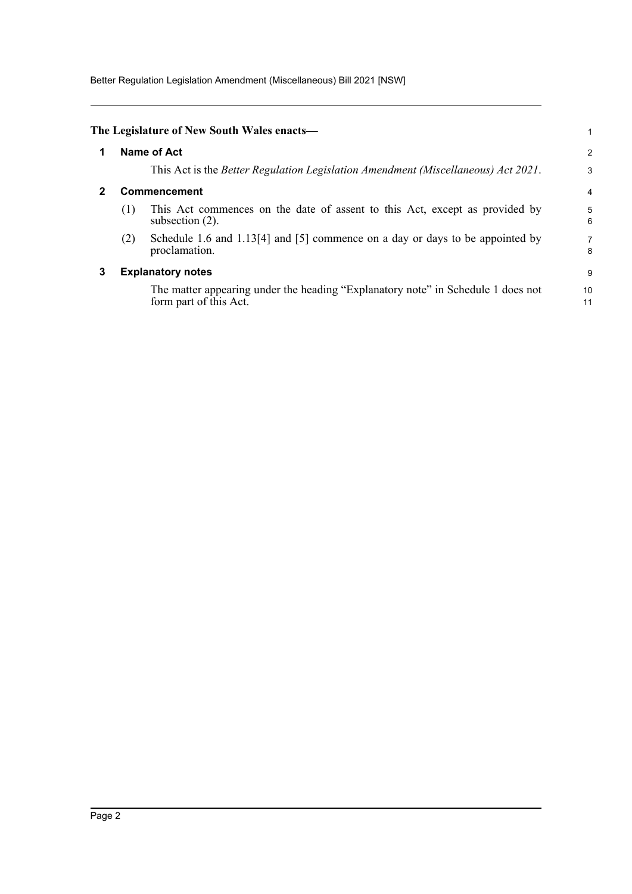**The Legislature of New South Wales enacts—**

## 1 Name of Act

This Act is the *Better Regulation Legislation Amendment (Miscellaneous) Act 2021*.

## 2 Commencement

(1) This Act commences on the date of assent to this Act, except as provided by subsection (2).

(2) Schedule 1.6 and 1.13[4] and [5] commence on a day or days to be appointed by proclamation.

## 3 Explanatory notes

The matter appearing under the heading "Explanatory note" in Schedule 1 does not form part of this Act.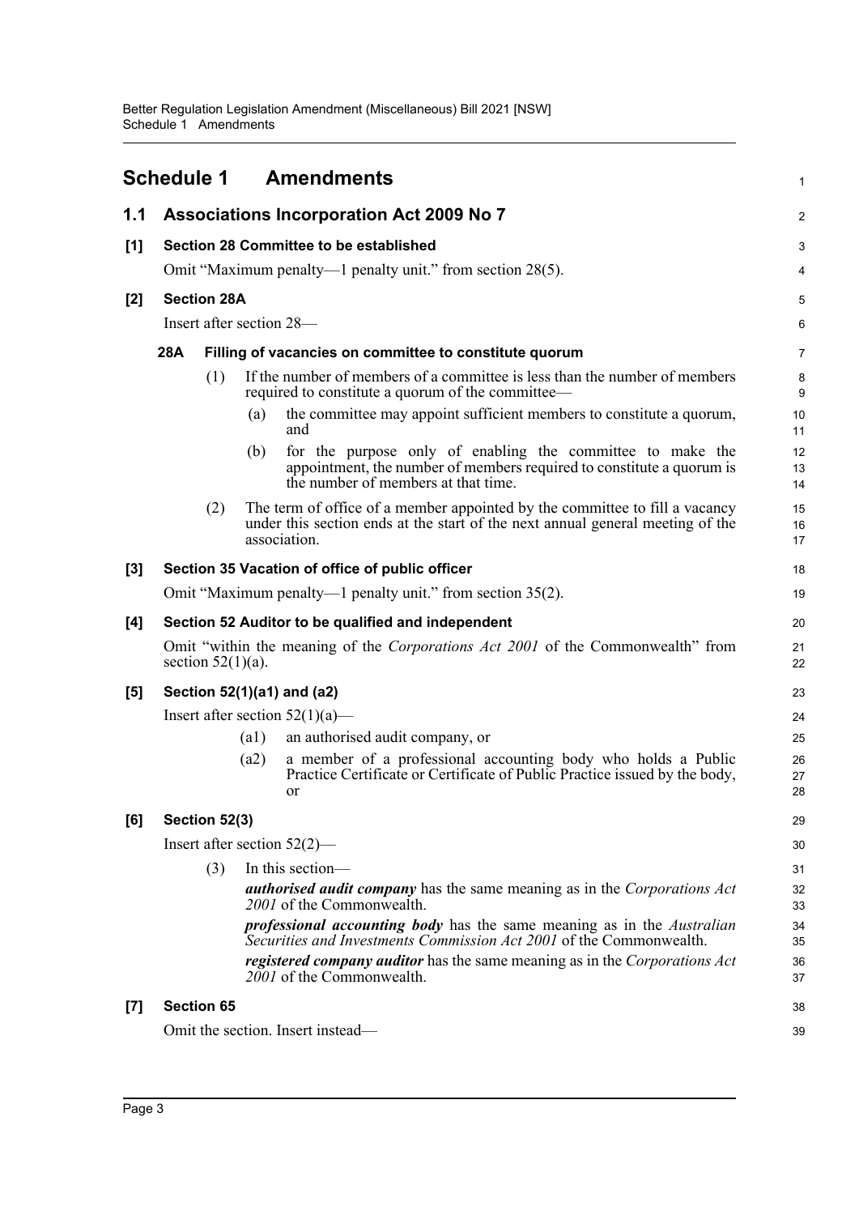# Schedule 1 Amendments

## 1.1 Associations Incorporation Act 2009 No 7

### [1] Section 28 Committee to be established

Omit "Maximum penalty—1 penalty unit." from section 28(5).

### [2] Section 28A

Insert after section 28—

**28A Filling of vacancies on committee to constitute quorum**

(1) If the number of members of a committee is less than the number of members required to constitute a quorum of the committee—

(a) the committee may appoint sufficient members to constitute a quorum, and

(b) for the purpose only of enabling the committee to make the appointment, the number of members required to constitute a quorum is the number of members at that time.

(2) The term of office of a member appointed by the committee to fill a vacancy under this section ends at the start of the next annual general meeting of the association.

### [3] Section 35 Vacation of office of public officer

Omit "Maximum penalty—1 penalty unit." from section 35(2).

### [4] Section 52 Auditor to be qualified and independent

Omit "within the meaning of the *Corporations Act 2001* of the Commonwealth" from section 52(1)(a).

### [5] Section 52(1)(a1) and (a2)

Insert after section 52(1)(a)—

(a1) an authorised audit company, or

(a2) a member of a professional accounting body who holds a Public Practice Certificate or Certificate of Public Practice issued by the body, or

### [6] Section 52(3)

Insert after section 52(2)—

(3) In this section—

***authorised audit company*** has the same meaning as in the *Corporations Act 2001* of the Commonwealth.

***professional accounting body*** has the same meaning as in the *Australian Securities and Investments Commission Act 2001* of the Commonwealth.

***registered company auditor*** has the same meaning as in the *Corporations Act 2001* of the Commonwealth.

### [7] Section 65

Omit the section. Insert instead—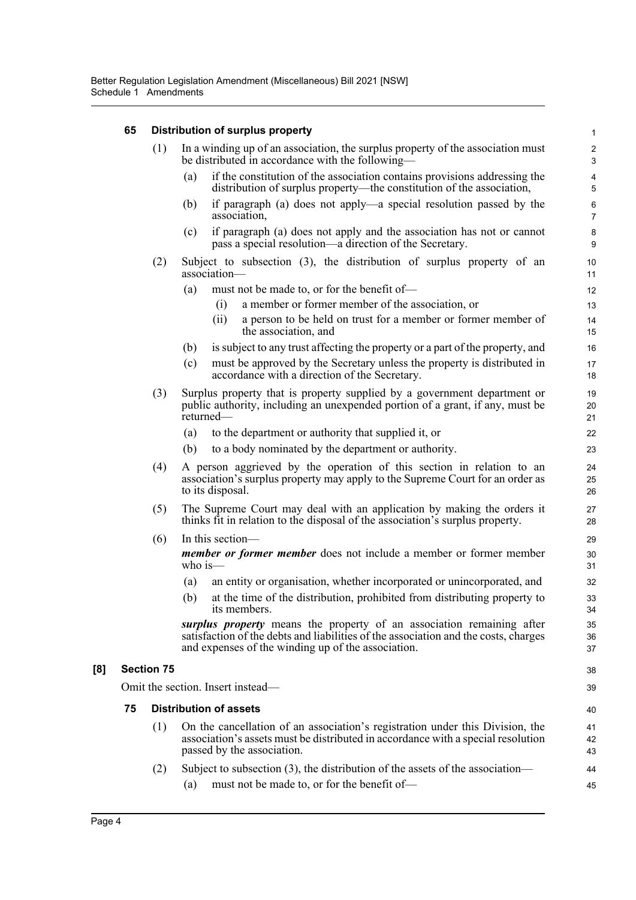**65 Distribution of surplus property**

(1) In a winding up of an association, the surplus property of the association must be distributed in accordance with the following—

(a) if the constitution of the association contains provisions addressing the distribution of surplus property—the constitution of the association,

(b) if paragraph (a) does not apply—a special resolution passed by the association,

(c) if paragraph (a) does not apply and the association has not or cannot pass a special resolution—a direction of the Secretary.

(2) Subject to subsection (3), the distribution of surplus property of an association—

(a) must not be made to, or for the benefit of—

(i) a member or former member of the association, or

(ii) a person to be held on trust for a member or former member of the association, and

(b) is subject to any trust affecting the property or a part of the property, and

(c) must be approved by the Secretary unless the property is distributed in accordance with a direction of the Secretary.

(3) Surplus property that is property supplied by a government department or public authority, including an unexpended portion of a grant, if any, must be returned—

(a) to the department or authority that supplied it, or

(b) to a body nominated by the department or authority.

(4) A person aggrieved by the operation of this section in relation to an association's surplus property may apply to the Supreme Court for an order as to its disposal.

(5) The Supreme Court may deal with an application by making the orders it thinks fit in relation to the disposal of the association's surplus property.

(6) In this section—

***member or former member*** does not include a member or former member who is—

(a) an entity or organisation, whether incorporated or unincorporated, and

(b) at the time of the distribution, prohibited from distributing property to its members.

***surplus property*** means the property of an association remaining after satisfaction of the debts and liabilities of the association and the costs, charges and expenses of the winding up of the association.

**[8] Section 75**

Omit the section. Insert instead—

**75 Distribution of assets**

(1) On the cancellation of an association's registration under this Division, the association's assets must be distributed in accordance with a special resolution passed by the association.

(2) Subject to subsection (3), the distribution of the assets of the association—

(a) must not be made to, or for the benefit of—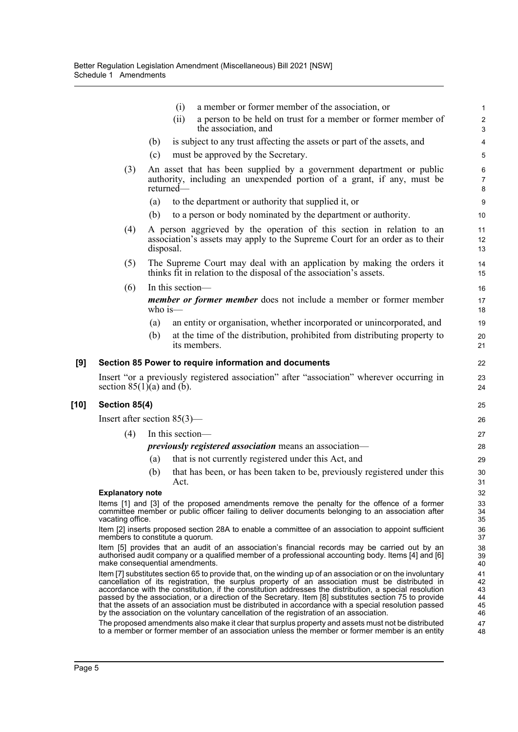(i) a member or former member of the association, or

(ii) a person to be held on trust for a member or former member of the association, and

(b) is subject to any trust affecting the assets or part of the assets, and

(c) must be approved by the Secretary.

(3) An asset that has been supplied by a government department or public authority, including an unexpended portion of a grant, if any, must be returned—

(a) to the department or authority that supplied it, or

(b) to a person or body nominated by the department or authority.

(4) A person aggrieved by the operation of this section in relation to an association's assets may apply to the Supreme Court for an order as to their disposal.

(5) The Supreme Court may deal with an application by making the orders it thinks fit in relation to the disposal of the association's assets.

(6) In this section—

***member or former member*** does not include a member or former member who is—

(a) an entity or organisation, whether incorporated or unincorporated, and

(b) at the time of the distribution, prohibited from distributing property to its members.

### [9] Section 85 Power to require information and documents

Insert "or a previously registered association" after "association" wherever occurring in section 85(1)(a) and (b).

### [10] Section 85(4)

Insert after section 85(3)—

(4) In this section—

***previously registered association*** means an association—

(a) that is not currently registered under this Act, and

(b) that has been, or has been taken to be, previously registered under this Act.

#### Explanatory note

Items [1] and [3] of the proposed amendments remove the penalty for the offence of a former committee member or public officer failing to deliver documents belonging to an association after vacating office.

Item [2] inserts proposed section 28A to enable a committee of an association to appoint sufficient members to constitute a quorum.

Item [5] provides that an audit of an association's financial records may be carried out by an authorised audit company or a qualified member of a professional accounting body. Items [4] and [6] make consequential amendments.

Item [7] substitutes section 65 to provide that, on the winding up of an association or on the involuntary cancellation of its registration, the surplus property of an association must be distributed in accordance with the constitution, if the constitution addresses the distribution, a special resolution passed by the association, or a direction of the Secretary. Item [8] substitutes section 75 to provide that the assets of an association must be distributed in accordance with a special resolution passed by the association on the voluntary cancellation of the registration of an association.

The proposed amendments also make it clear that surplus property and assets must not be distributed to a member or former member of an association unless the member or former member is an entity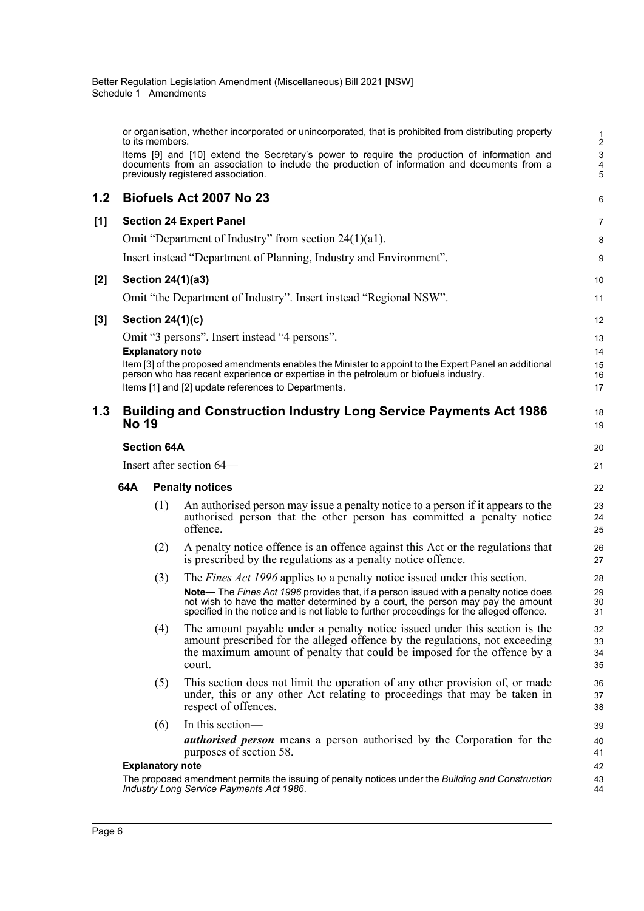or organisation, whether incorporated or unincorporated, that is prohibited from distributing property to its members.

Items [9] and [10] extend the Secretary's power to require the production of information and documents from an association to include the production of information and documents from a previously registered association.

## 1.2 Biofuels Act 2007 No 23

### [1] Section 24 Expert Panel

Omit "Department of Industry" from section 24(1)(a1).

Insert instead "Department of Planning, Industry and Environment".

### [2] Section 24(1)(a3)

Omit "the Department of Industry". Insert instead "Regional NSW".

### [3] Section 24(1)(c)

Omit "3 persons". Insert instead "4 persons".

**Explanatory note**

Item [3] of the proposed amendments enables the Minister to appoint to the Expert Panel an additional person who has recent experience or expertise in the petroleum or biofuels industry.

Items [1] and [2] update references to Departments.

## 1.3 Building and Construction Industry Long Service Payments Act 1986 No 19

### Section 64A

Insert after section 64—

**64A Penalty notices**

(1) An authorised person may issue a penalty notice to a person if it appears to the authorised person that the other person has committed a penalty notice offence.

(2) A penalty notice offence is an offence against this Act or the regulations that is prescribed by the regulations as a penalty notice offence.

(3) The *Fines Act 1996* applies to a penalty notice issued under this section.

**Note—** The *Fines Act 1996* provides that, if a person issued with a penalty notice does not wish to have the matter determined by a court, the person may pay the amount specified in the notice and is not liable to further proceedings for the alleged offence.

(4) The amount payable under a penalty notice issued under this section is the amount prescribed for the alleged offence by the regulations, not exceeding the maximum amount of penalty that could be imposed for the offence by a court.

(5) This section does not limit the operation of any other provision of, or made under, this or any other Act relating to proceedings that may be taken in respect of offences.

(6) In this section—

***authorised person*** means a person authorised by the Corporation for the purposes of section 58.

**Explanatory note**

The proposed amendment permits the issuing of penalty notices under the *Building and Construction Industry Long Service Payments Act 1986*.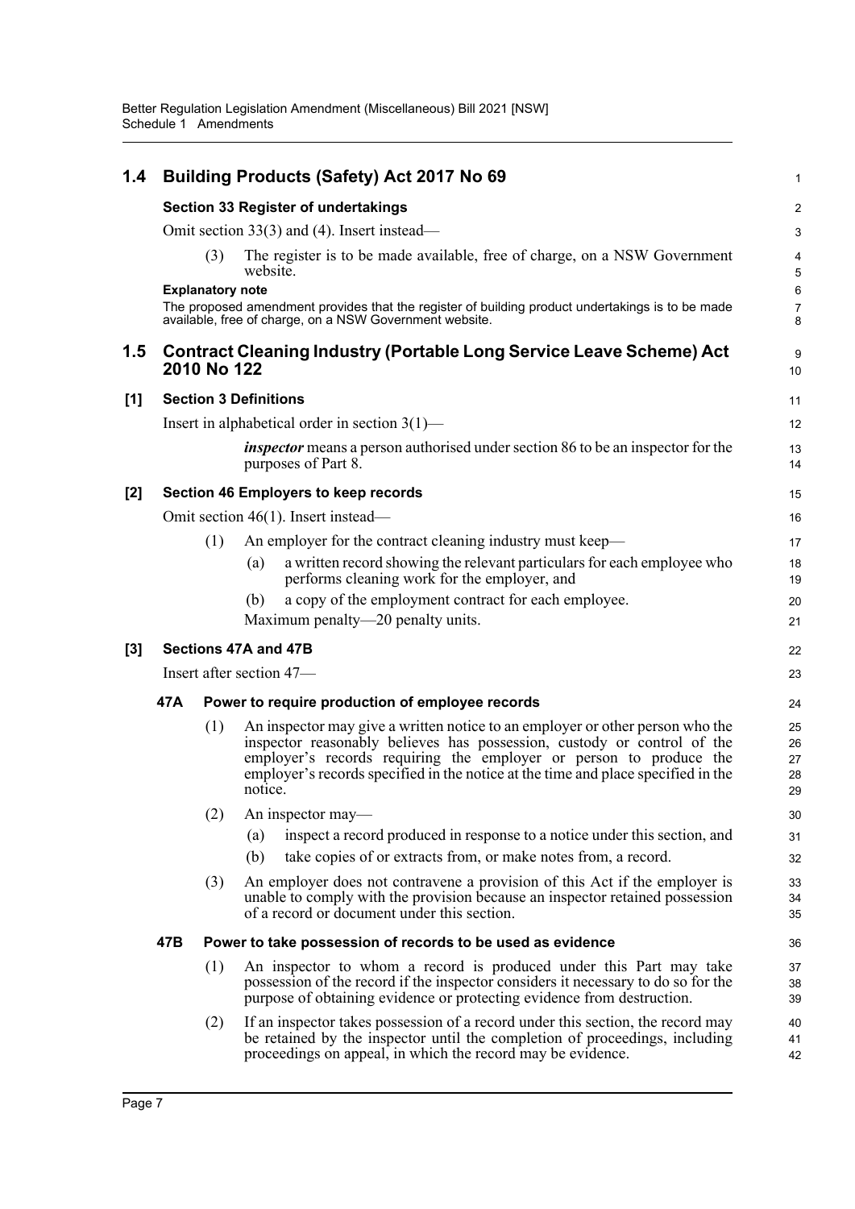## 1.4 Building Products (Safety) Act 2017 No 69

**Section 33 Register of undertakings**

Omit section 33(3) and (4). Insert instead—

(3) The register is to be made available, free of charge, on a NSW Government website.

**Explanatory note**

The proposed amendment provides that the register of building product undertakings is to be made available, free of charge, on a NSW Government website.

## 1.5 Contract Cleaning Industry (Portable Long Service Leave Scheme) Act 2010 No 122

**[1] Section 3 Definitions**

Insert in alphabetical order in section 3(1)—

***inspector*** means a person authorised under section 86 to be an inspector for the purposes of Part 8.

**[2] Section 46 Employers to keep records**

Omit section 46(1). Insert instead—

(1) An employer for the contract cleaning industry must keep—

(a) a written record showing the relevant particulars for each employee who performs cleaning work for the employer, and

(b) a copy of the employment contract for each employee.

Maximum penalty—20 penalty units.

**[3] Sections 47A and 47B**

Insert after section 47—

**47A Power to require production of employee records**

(1) An inspector may give a written notice to an employer or other person who the inspector reasonably believes has possession, custody or control of the employer's records requiring the employer or person to produce the employer's records specified in the notice at the time and place specified in the notice.

(2) An inspector may—

(a) inspect a record produced in response to a notice under this section, and

(b) take copies of or extracts from, or make notes from, a record.

(3) An employer does not contravene a provision of this Act if the employer is unable to comply with the provision because an inspector retained possession of a record or document under this section.

**47B Power to take possession of records to be used as evidence**

(1) An inspector to whom a record is produced under this Part may take possession of the record if the inspector considers it necessary to do so for the purpose of obtaining evidence or protecting evidence from destruction.

(2) If an inspector takes possession of a record under this section, the record may be retained by the inspector until the completion of proceedings, including proceedings on appeal, in which the record may be evidence.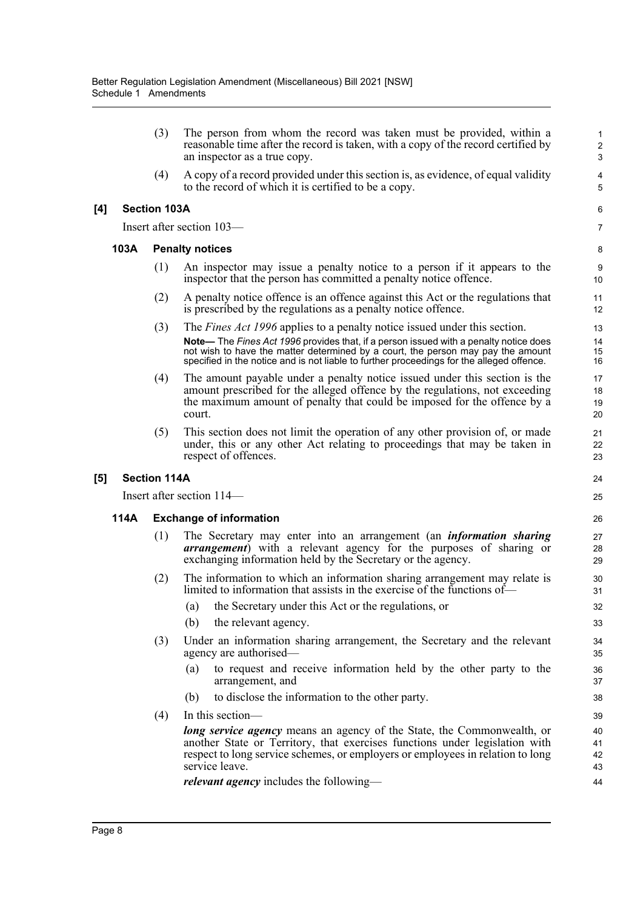(3) The person from whom the record was taken must be provided, within a reasonable time after the record is taken, with a copy of the record certified by an inspector as a true copy.

(4) A copy of a record provided under this section is, as evidence, of equal validity to the record of which it is certified to be a copy.

### [4] Section 103A

Insert after section 103—

#### 103A Penalty notices

(1) An inspector may issue a penalty notice to a person if it appears to the inspector that the person has committed a penalty notice offence.

(2) A penalty notice offence is an offence against this Act or the regulations that is prescribed by the regulations as a penalty notice offence.

(3) The *Fines Act 1996* applies to a penalty notice issued under this section.

**Note—** The *Fines Act 1996* provides that, if a person issued with a penalty notice does not wish to have the matter determined by a court, the person may pay the amount specified in the notice and is not liable to further proceedings for the alleged offence.

(4) The amount payable under a penalty notice issued under this section is the amount prescribed for the alleged offence by the regulations, not exceeding the maximum amount of penalty that could be imposed for the offence by a court.

(5) This section does not limit the operation of any other provision of, or made under, this or any other Act relating to proceedings that may be taken in respect of offences.

### [5] Section 114A

Insert after section 114—

#### 114A Exchange of information

(1) The Secretary may enter into an arrangement (an ***information sharing arrangement***) with a relevant agency for the purposes of sharing or exchanging information held by the Secretary or the agency.

(2) The information to which an information sharing arrangement may relate is limited to information that assists in the exercise of the functions of—

(a) the Secretary under this Act or the regulations, or

(b) the relevant agency.

(3) Under an information sharing arrangement, the Secretary and the relevant agency are authorised—

(a) to request and receive information held by the other party to the arrangement, and

(b) to disclose the information to the other party.

(4) In this section—

***long service agency*** means an agency of the State, the Commonwealth, or another State or Territory, that exercises functions under legislation with respect to long service schemes, or employers or employees in relation to long service leave.

***relevant agency*** includes the following—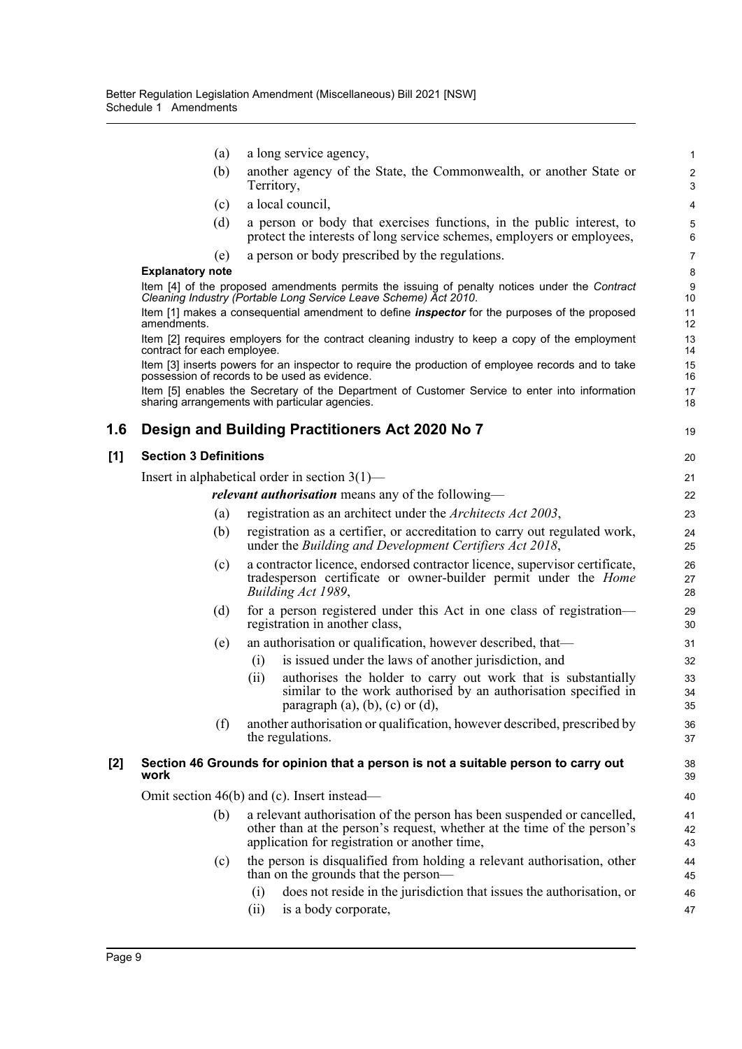(a) a long service agency,

(b) another agency of the State, the Commonwealth, or another State or Territory,

(c) a local council,

(d) a person or body that exercises functions, in the public interest, to protect the interests of long service schemes, employers or employees,

(e) a person or body prescribed by the regulations.

**Explanatory note**

Item [4] of the proposed amendments permits the issuing of penalty notices under the *Contract Cleaning Industry (Portable Long Service Leave Scheme) Act 2010*.

Item [1] makes a consequential amendment to define ***inspector*** for the purposes of the proposed amendments.

Item [2] requires employers for the contract cleaning industry to keep a copy of the employment contract for each employee.

Item [3] inserts powers for an inspector to require the production of employee records and to take possession of records to be used as evidence.

Item [5] enables the Secretary of the Department of Customer Service to enter into information sharing arrangements with particular agencies.

## 1.6 Design and Building Practitioners Act 2020 No 7

### [1] Section 3 Definitions

Insert in alphabetical order in section 3(1)—

***relevant authorisation*** means any of the following—

(a) registration as an architect under the *Architects Act 2003*,

(b) registration as a certifier, or accreditation to carry out regulated work, under the *Building and Development Certifiers Act 2018*,

(c) a contractor licence, endorsed contractor licence, supervisor certificate, tradesperson certificate or owner-builder permit under the *Home Building Act 1989*,

(d) for a person registered under this Act in one class of registration—registration in another class,

(e) an authorisation or qualification, however described, that—

(i) is issued under the laws of another jurisdiction, and

(ii) authorises the holder to carry out work that is substantially similar to the work authorised by an authorisation specified in paragraph (a), (b), (c) or (d),

(f) another authorisation or qualification, however described, prescribed by the regulations.

### [2] Section 46 Grounds for opinion that a person is not a suitable person to carry out work

Omit section 46(b) and (c). Insert instead—

(b) a relevant authorisation of the person has been suspended or cancelled, other than at the person's request, whether at the time of the person's application for registration or another time,

(c) the person is disqualified from holding a relevant authorisation, other than on the grounds that the person—

(i) does not reside in the jurisdiction that issues the authorisation, or

(ii) is a body corporate,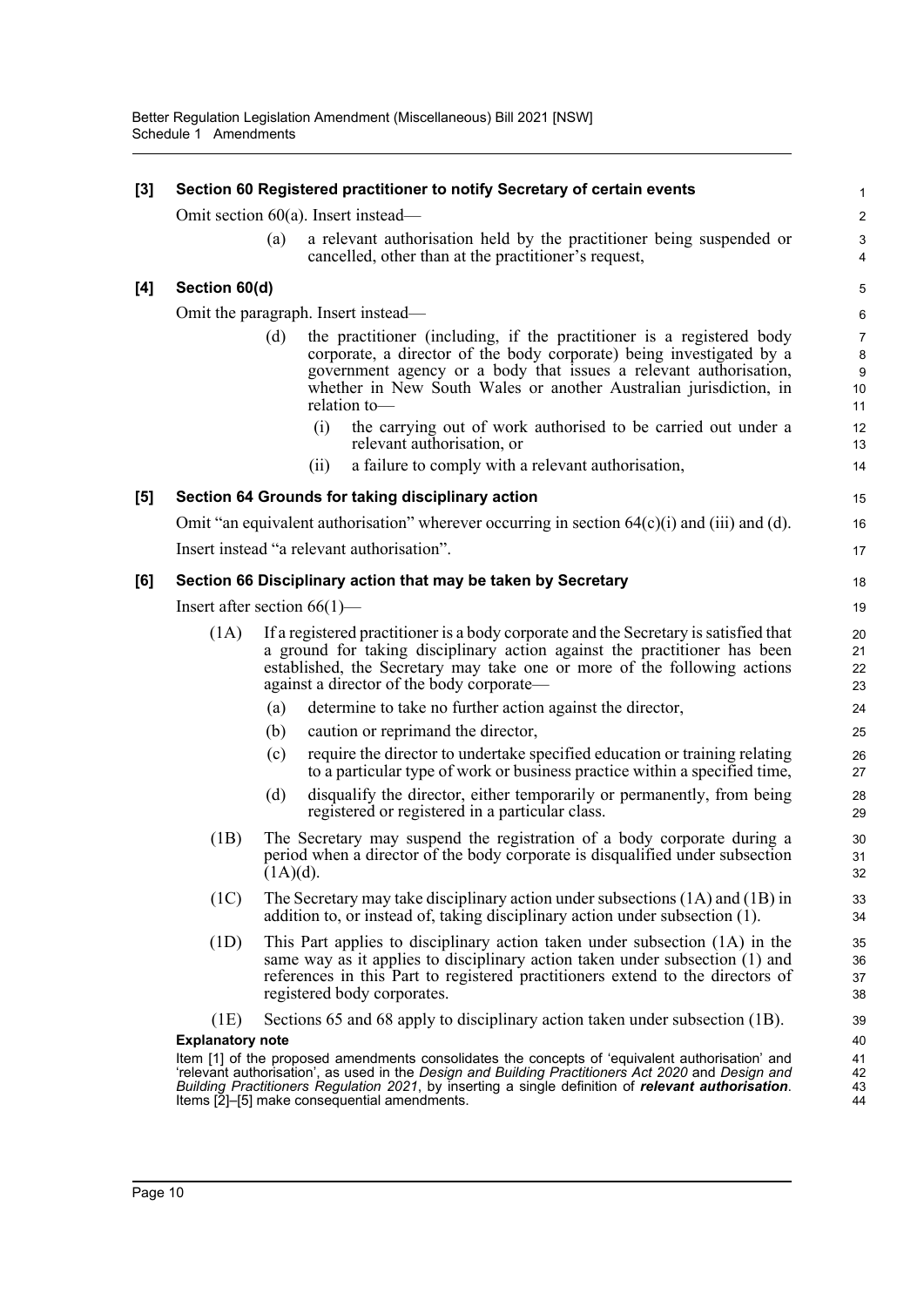**[3] Section 60 Registered practitioner to notify Secretary of certain events**

Omit section 60(a). Insert instead—

(a) a relevant authorisation held by the practitioner being suspended or cancelled, other than at the practitioner's request,

**[4] Section 60(d)**

Omit the paragraph. Insert instead—

(d) the practitioner (including, if the practitioner is a registered body corporate, a director of the body corporate) being investigated by a government agency or a body that issues a relevant authorisation, whether in New South Wales or another Australian jurisdiction, in relation to—

(i) the carrying out of work authorised to be carried out under a relevant authorisation, or

(ii) a failure to comply with a relevant authorisation,

**[5] Section 64 Grounds for taking disciplinary action**

Omit "an equivalent authorisation" wherever occurring in section 64(c)(i) and (iii) and (d).

Insert instead "a relevant authorisation".

**[6] Section 66 Disciplinary action that may be taken by Secretary**

Insert after section 66(1)—

(1A) If a registered practitioner is a body corporate and the Secretary is satisfied that a ground for taking disciplinary action against the practitioner has been established, the Secretary may take one or more of the following actions against a director of the body corporate—

(a) determine to take no further action against the director,

(b) caution or reprimand the director,

(c) require the director to undertake specified education or training relating to a particular type of work or business practice within a specified time,

(d) disqualify the director, either temporarily or permanently, from being registered or registered in a particular class.

(1B) The Secretary may suspend the registration of a body corporate during a period when a director of the body corporate is disqualified under subsection (1A)(d).

(1C) The Secretary may take disciplinary action under subsections (1A) and (1B) in addition to, or instead of, taking disciplinary action under subsection (1).

(1D) This Part applies to disciplinary action taken under subsection (1A) in the same way as it applies to disciplinary action taken under subsection (1) and references in this Part to registered practitioners extend to the directors of registered body corporates.

(1E) Sections 65 and 68 apply to disciplinary action taken under subsection (1B).

**Explanatory note**

Item [1] of the proposed amendments consolidates the concepts of 'equivalent authorisation' and 'relevant authorisation', as used in the *Design and Building Practitioners Act 2020* and *Design and Building Practitioners Regulation 2021*, by inserting a single definition of ***relevant authorisation***. Items [2]–[5] make consequential amendments.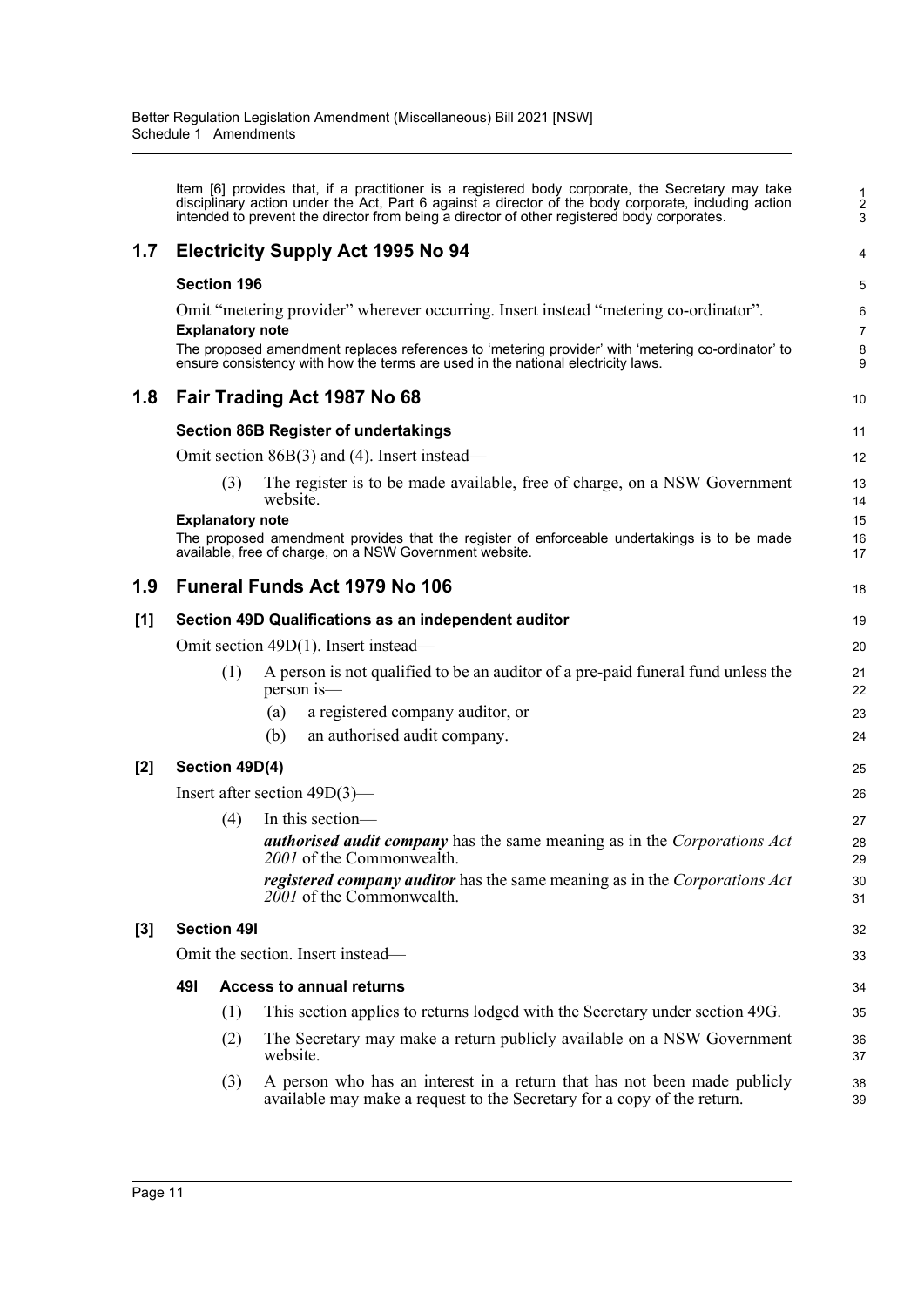Item [6] provides that, if a practitioner is a registered body corporate, the Secretary may take disciplinary action under the Act, Part 6 against a director of the body corporate, including action intended to prevent the director from being a director of other registered body corporates.

## 1.7 Electricity Supply Act 1995 No 94

### Section 196

Omit "metering provider" wherever occurring. Insert instead "metering co-ordinator".

**Explanatory note**

The proposed amendment replaces references to 'metering provider' with 'metering co-ordinator' to ensure consistency with how the terms are used in the national electricity laws.

## 1.8 Fair Trading Act 1987 No 68

### Section 86B Register of undertakings

Omit section 86B(3) and (4). Insert instead—

(3) The register is to be made available, free of charge, on a NSW Government website.

**Explanatory note**

The proposed amendment provides that the register of enforceable undertakings is to be made available, free of charge, on a NSW Government website.

## 1.9 Funeral Funds Act 1979 No 106

### [1] Section 49D Qualifications as an independent auditor

Omit section 49D(1). Insert instead—

(1) A person is not qualified to be an auditor of a pre-paid funeral fund unless the person is—

(a) a registered company auditor, or

(b) an authorised audit company.

### [2] Section 49D(4)

Insert after section 49D(3)—

(4) In this section—

***authorised audit company*** has the same meaning as in the *Corporations Act 2001* of the Commonwealth.

***registered company auditor*** has the same meaning as in the *Corporations Act 2001* of the Commonwealth.

### [3] Section 49I

Omit the section. Insert instead—

**49I Access to annual returns**

(1) This section applies to returns lodged with the Secretary under section 49G.

(2) The Secretary may make a return publicly available on a NSW Government website.

(3) A person who has an interest in a return that has not been made publicly available may make a request to the Secretary for a copy of the return.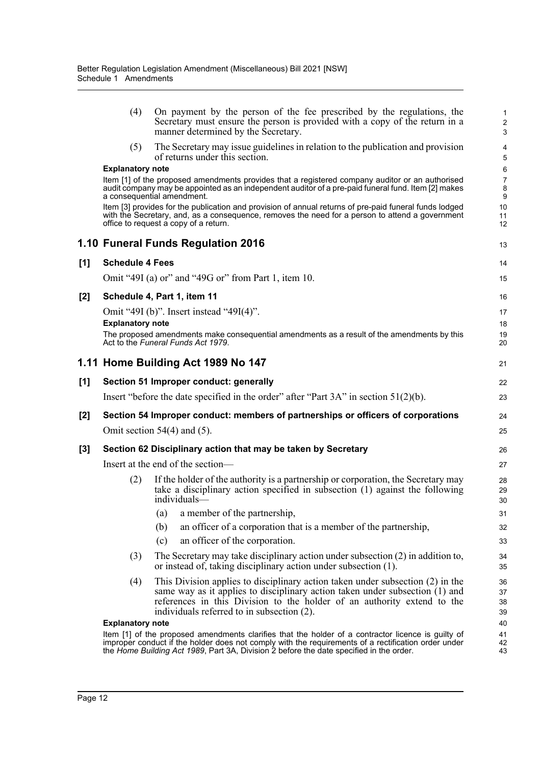(4) On payment by the person of the fee prescribed by the regulations, the Secretary must ensure the person is provided with a copy of the return in a manner determined by the Secretary.

(5) The Secretary may issue guidelines in relation to the publication and provision of returns under this section.

**Explanatory note**

Item [1] of the proposed amendments provides that a registered company auditor or an authorised audit company may be appointed as an independent auditor of a pre-paid funeral fund. Item [2] makes a consequential amendment.

Item [3] provides for the publication and provision of annual returns of pre-paid funeral funds lodged with the Secretary, and, as a consequence, removes the need for a person to attend a government office to request a copy of a return.

## 1.10 Funeral Funds Regulation 2016

### [1] Schedule 4 Fees

Omit "49I (a) or" and "49G or" from Part 1, item 10.

### [2] Schedule 4, Part 1, item 11

Omit "49I (b)". Insert instead "49I(4)".

**Explanatory note**

The proposed amendments make consequential amendments as a result of the amendments by this Act to the *Funeral Funds Act 1979*.

## 1.11 Home Building Act 1989 No 147

### [1] Section 51 Improper conduct: generally

Insert "before the date specified in the order" after "Part 3A" in section 51(2)(b).

### [2] Section 54 Improper conduct: members of partnerships or officers of corporations

Omit section 54(4) and (5).

### [3] Section 62 Disciplinary action that may be taken by Secretary

Insert at the end of the section—

(2) If the holder of the authority is a partnership or corporation, the Secretary may take a disciplinary action specified in subsection (1) against the following individuals—

(a) a member of the partnership,

(b) an officer of a corporation that is a member of the partnership,

(c) an officer of the corporation.

(3) The Secretary may take disciplinary action under subsection (2) in addition to, or instead of, taking disciplinary action under subsection (1).

(4) This Division applies to disciplinary action taken under subsection (2) in the same way as it applies to disciplinary action taken under subsection (1) and references in this Division to the holder of an authority extend to the individuals referred to in subsection (2).

**Explanatory note**

Item [1] of the proposed amendments clarifies that the holder of a contractor licence is guilty of improper conduct if the holder does not comply with the requirements of a rectification order under the *Home Building Act 1989*, Part 3A, Division 2 before the date specified in the order.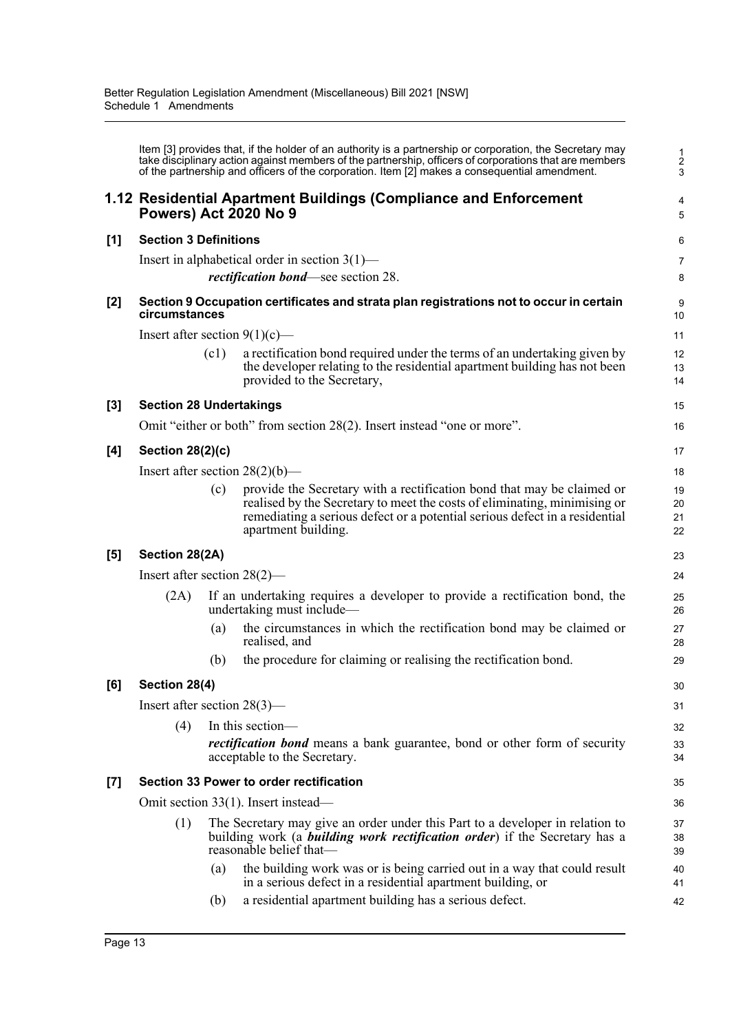Item [3] provides that, if the holder of an authority is a partnership or corporation, the Secretary may take disciplinary action against members of the partnership, officers of corporations that are members of the partnership and officers of the corporation. Item [2] makes a consequential amendment.

## 1.12 Residential Apartment Buildings (Compliance and Enforcement Powers) Act 2020 No 9

### [1] Section 3 Definitions

Insert in alphabetical order in section 3(1)—

***rectification bond***—see section 28.

### [2] Section 9 Occupation certificates and strata plan registrations not to occur in certain circumstances

Insert after section 9(1)(c)—

(c1) a rectification bond required under the terms of an undertaking given by the developer relating to the residential apartment building has not been provided to the Secretary,

### [3] Section 28 Undertakings

Omit "either or both" from section 28(2). Insert instead "one or more".

### [4] Section 28(2)(c)

Insert after section 28(2)(b)—

(c) provide the Secretary with a rectification bond that may be claimed or realised by the Secretary to meet the costs of eliminating, minimising or remediating a serious defect or a potential serious defect in a residential apartment building.

### [5] Section 28(2A)

Insert after section 28(2)—

(2A) If an undertaking requires a developer to provide a rectification bond, the undertaking must include—

(a) the circumstances in which the rectification bond may be claimed or realised, and

(b) the procedure for claiming or realising the rectification bond.

### [6] Section 28(4)

Insert after section 28(3)—

(4) In this section—

***rectification bond*** means a bank guarantee, bond or other form of security acceptable to the Secretary.

### [7] Section 33 Power to order rectification

Omit section 33(1). Insert instead—

(1) The Secretary may give an order under this Part to a developer in relation to building work (a ***building work rectification order***) if the Secretary has a reasonable belief that—

(a) the building work was or is being carried out in a way that could result in a serious defect in a residential apartment building, or

(b) a residential apartment building has a serious defect.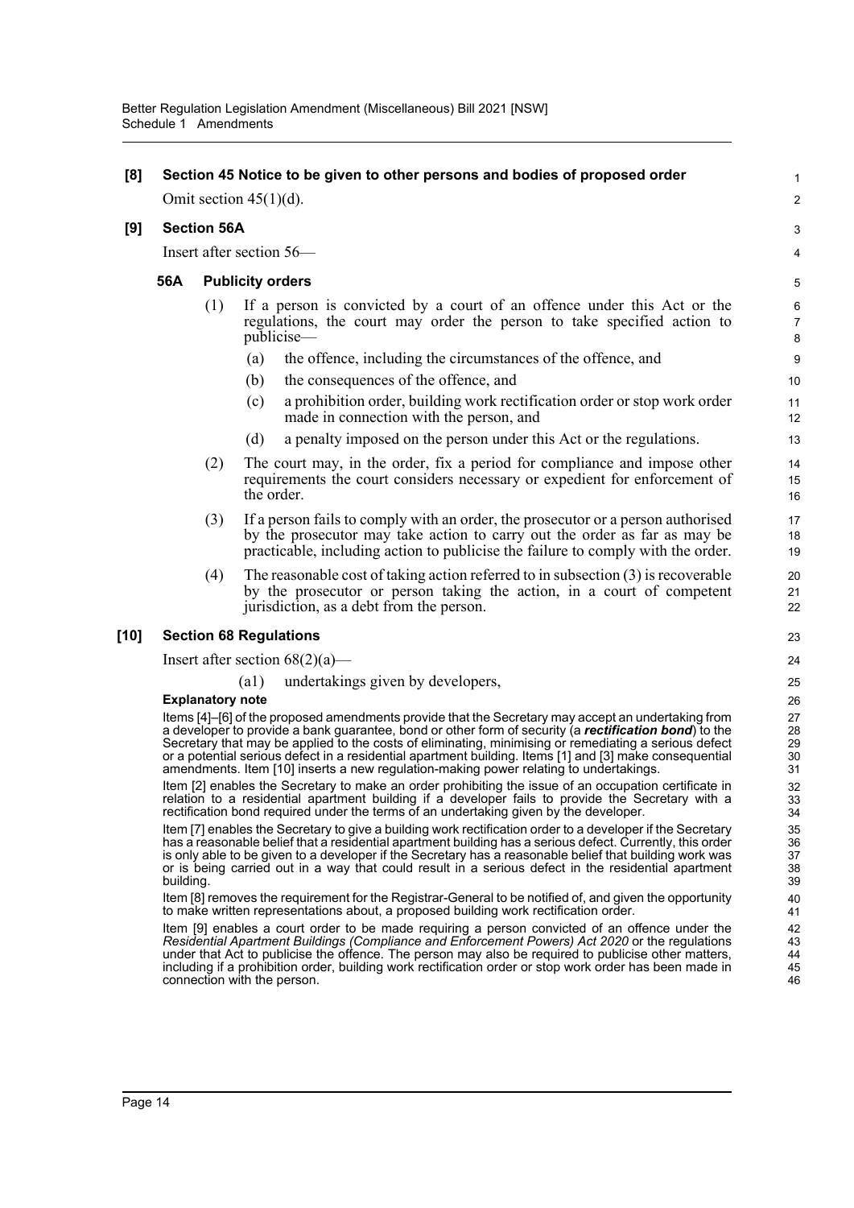**[8] Section 45 Notice to be given to other persons and bodies of proposed order**

Omit section 45(1)(d).

**[9] Section 56A**

Insert after section 56—

**56A Publicity orders**

(1) If a person is convicted by a court of an offence under this Act or the regulations, the court may order the person to take specified action to publicise—

(a) the offence, including the circumstances of the offence, and

(b) the consequences of the offence, and

(c) a prohibition order, building work rectification order or stop work order made in connection with the person, and

(d) a penalty imposed on the person under this Act or the regulations.

(2) The court may, in the order, fix a period for compliance and impose other requirements the court considers necessary or expedient for enforcement of the order.

(3) If a person fails to comply with an order, the prosecutor or a person authorised by the prosecutor may take action to carry out the order as far as may be practicable, including action to publicise the failure to comply with the order.

(4) The reasonable cost of taking action referred to in subsection (3) is recoverable by the prosecutor or person taking the action, in a court of competent jurisdiction, as a debt from the person.

**[10] Section 68 Regulations**

Insert after section 68(2)(a)—

(a1) undertakings given by developers,

**Explanatory note**

Items [4]–[6] of the proposed amendments provide that the Secretary may accept an undertaking from a developer to provide a bank guarantee, bond or other form of security (a ***rectification bond***) to the Secretary that may be applied to the costs of eliminating, minimising or remediating a serious defect or a potential serious defect in a residential apartment building. Items [1] and [3] make consequential amendments. Item [10] inserts a new regulation-making power relating to undertakings.

Item [2] enables the Secretary to make an order prohibiting the issue of an occupation certificate in relation to a residential apartment building if a developer fails to provide the Secretary with a rectification bond required under the terms of an undertaking given by the developer.

Item [7] enables the Secretary to give a building work rectification order to a developer if the Secretary has a reasonable belief that a residential apartment building has a serious defect. Currently, this order is only able to be given to a developer if the Secretary has a reasonable belief that building work was or is being carried out in a way that could result in a serious defect in the residential apartment building.

Item [8] removes the requirement for the Registrar-General to be notified of, and given the opportunity to make written representations about, a proposed building work rectification order.

Item [9] enables a court order to be made requiring a person convicted of an offence under the *Residential Apartment Buildings (Compliance and Enforcement Powers) Act 2020* or the regulations under that Act to publicise the offence. The person may also be required to publicise other matters, including if a prohibition order, building work rectification order or stop work order has been made in connection with the person.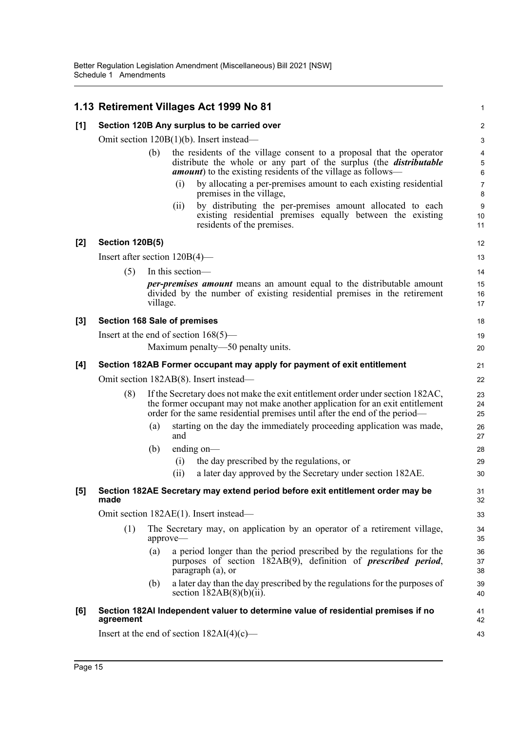## 1.13 Retirement Villages Act 1999 No 81

### [1] Section 120B Any surplus to be carried over

Omit section 120B(1)(b). Insert instead—

(b) the residents of the village consent to a proposal that the operator distribute the whole or any part of the surplus (the ***distributable amount***) to the existing residents of the village as follows—

(i) by allocating a per-premises amount to each existing residential premises in the village,

(ii) by distributing the per-premises amount allocated to each existing residential premises equally between the existing residents of the premises.

### [2] Section 120B(5)

Insert after section 120B(4)—

(5) In this section—

***per-premises amount*** means an amount equal to the distributable amount divided by the number of existing residential premises in the retirement village.

### [3] Section 168 Sale of premises

Insert at the end of section 168(5)—

Maximum penalty—50 penalty units.

### [4] Section 182AB Former occupant may apply for payment of exit entitlement

Omit section 182AB(8). Insert instead—

(8) If the Secretary does not make the exit entitlement order under section 182AC, the former occupant may not make another application for an exit entitlement order for the same residential premises until after the end of the period—

(a) starting on the day the immediately proceeding application was made, and

(b) ending on—

(i) the day prescribed by the regulations, or

(ii) a later day approved by the Secretary under section 182AE.

### [5] Section 182AE Secretary may extend period before exit entitlement order may be made

Omit section 182AE(1). Insert instead—

(1) The Secretary may, on application by an operator of a retirement village, approve—

(a) a period longer than the period prescribed by the regulations for the purposes of section 182AB(9), definition of ***prescribed period***, paragraph (a), or

(b) a later day than the day prescribed by the regulations for the purposes of section 182AB(8)(b)(ii).

### [6] Section 182AI Independent valuer to determine value of residential premises if no agreement

Insert at the end of section 182AI(4)(c)—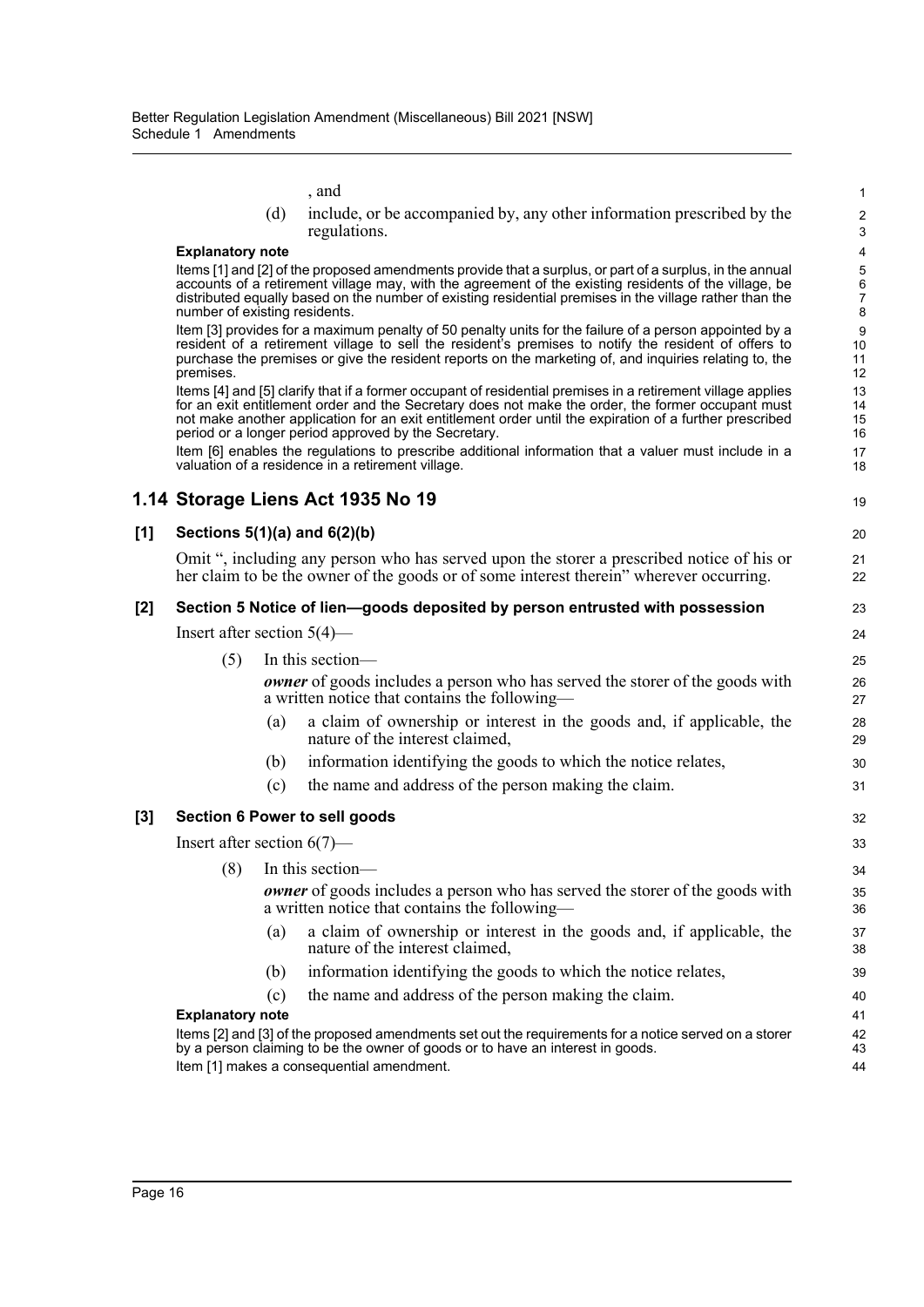, and

(d) include, or be accompanied by, any other information prescribed by the regulations.

**Explanatory note**

Items [1] and [2] of the proposed amendments provide that a surplus, or part of a surplus, in the annual accounts of a retirement village may, with the agreement of the existing residents of the village, be distributed equally based on the number of existing residential premises in the village rather than the number of existing residents.

Item [3] provides for a maximum penalty of 50 penalty units for the failure of a person appointed by a resident of a retirement village to sell the resident's premises to notify the resident of offers to purchase the premises or give the resident reports on the marketing of, and inquiries relating to, the premises.

Items [4] and [5] clarify that if a former occupant of residential premises in a retirement village applies for an exit entitlement order and the Secretary does not make the order, the former occupant must not make another application for an exit entitlement order until the expiration of a further prescribed period or a longer period approved by the Secretary.

Item [6] enables the regulations to prescribe additional information that a valuer must include in a valuation of a residence in a retirement village.

## 1.14 Storage Liens Act 1935 No 19

### [1] Sections 5(1)(a) and 6(2)(b)

Omit ", including any person who has served upon the storer a prescribed notice of his or her claim to be the owner of the goods or of some interest therein" wherever occurring.

### [2] Section 5 Notice of lien—goods deposited by person entrusted with possession

Insert after section 5(4)—

(5) In this section—

***owner*** of goods includes a person who has served the storer of the goods with a written notice that contains the following—

(a) a claim of ownership or interest in the goods and, if applicable, the nature of the interest claimed,

(b) information identifying the goods to which the notice relates,

(c) the name and address of the person making the claim.

### [3] Section 6 Power to sell goods

Insert after section 6(7)—

(8) In this section—

***owner*** of goods includes a person who has served the storer of the goods with a written notice that contains the following—

(a) a claim of ownership or interest in the goods and, if applicable, the nature of the interest claimed,

(b) information identifying the goods to which the notice relates,

(c) the name and address of the person making the claim.

**Explanatory note**

Items [2] and [3] of the proposed amendments set out the requirements for a notice served on a storer by a person claiming to be the owner of goods or to have an interest in goods.

Item [1] makes a consequential amendment.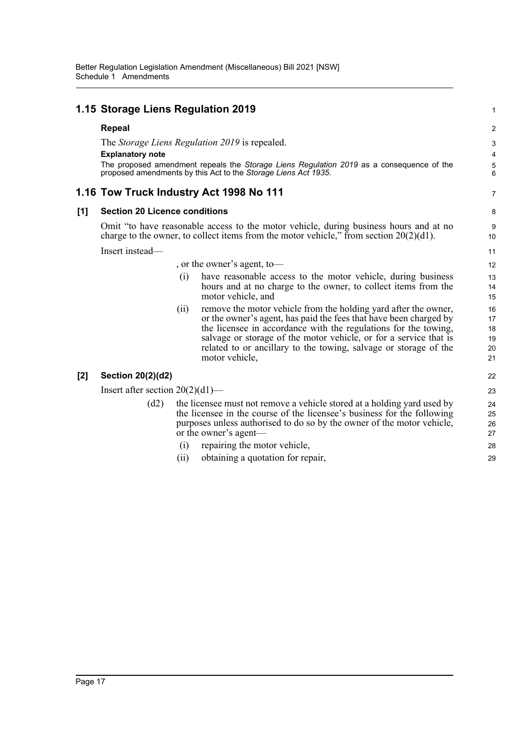## 1.15 Storage Liens Regulation 2019

### Repeal

The *Storage Liens Regulation 2019* is repealed.

**Explanatory note**

The proposed amendment repeals the *Storage Liens Regulation 2019* as a consequence of the proposed amendments by this Act to the *Storage Liens Act 1935*.

## 1.16 Tow Truck Industry Act 1998 No 111

### [1] Section 20 Licence conditions

Omit "to have reasonable access to the motor vehicle, during business hours and at no charge to the owner, to collect items from the motor vehicle," from section 20(2)(d1).

Insert instead—

, or the owner's agent, to—

- (i) have reasonable access to the motor vehicle, during business hours and at no charge to the owner, to collect items from the motor vehicle, and
- (ii) remove the motor vehicle from the holding yard after the owner, or the owner's agent, has paid the fees that have been charged by the licensee in accordance with the regulations for the towing, salvage or storage of the motor vehicle, or for a service that is related to or ancillary to the towing, salvage or storage of the motor vehicle,

### [2] Section 20(2)(d2)

Insert after section 20(2)(d1)—

(d2) the licensee must not remove a vehicle stored at a holding yard used by the licensee in the course of the licensee's business for the following purposes unless authorised to do so by the owner of the motor vehicle, or the owner's agent—

- (i) repairing the motor vehicle,
- (ii) obtaining a quotation for repair,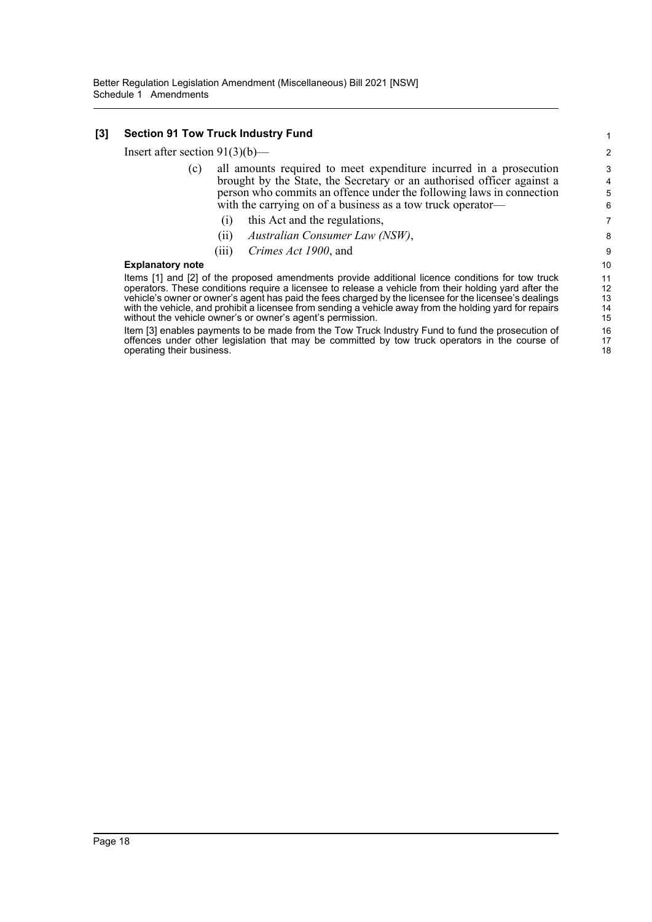### [3] Section 91 Tow Truck Industry Fund

Insert after section 91(3)(b)—

(c) all amounts required to meet expenditure incurred in a prosecution brought by the State, the Secretary or an authorised officer against a person who commits an offence under the following laws in connection with the carrying on of a business as a tow truck operator—

(i) this Act and the regulations,

(ii) *Australian Consumer Law (NSW)*,

(iii) *Crimes Act 1900*, and

**Explanatory note**

Items [1] and [2] of the proposed amendments provide additional licence conditions for tow truck operators. These conditions require a licensee to release a vehicle from their holding yard after the vehicle's owner or owner's agent has paid the fees charged by the licensee for the licensee's dealings with the vehicle, and prohibit a licensee from sending a vehicle away from the holding yard for repairs without the vehicle owner's or owner's agent's permission.

Item [3] enables payments to be made from the Tow Truck Industry Fund to fund the prosecution of offences under other legislation that may be committed by tow truck operators in the course of operating their business.